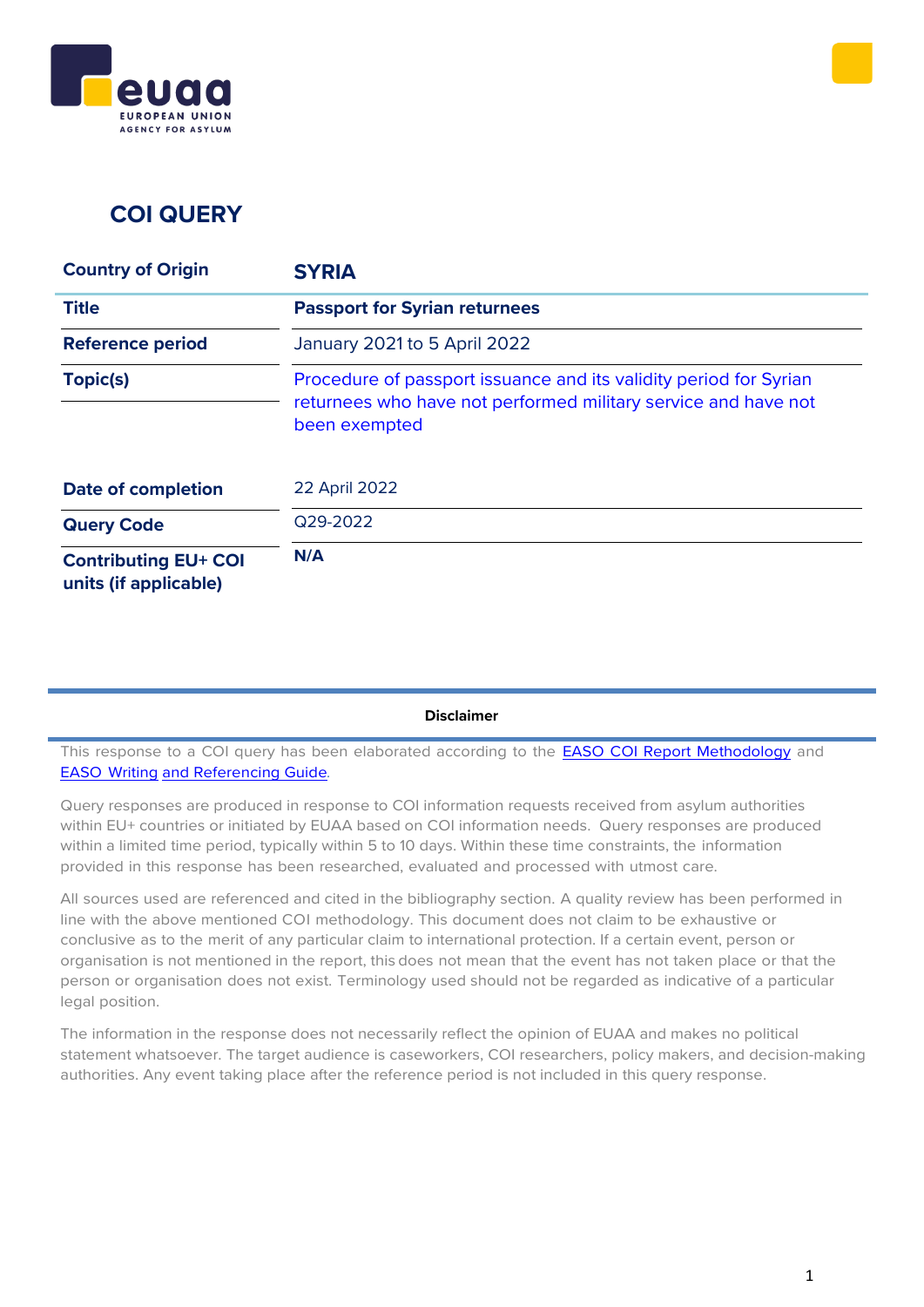# COI QUERY

| Country of Origin | SYRIA |
|---|---|
| Title | **Passport for Syrian returnees** |
| Reference period | January 2021 to 5 April 2022 |
| Topic(s) | Procedure of passport issuance and its validity period for Syrian returnees who have not performed military service and have not been exempted |
| Date of completion | 22 April 2022 |
| Query Code | Q29-2022 |
| Contributing EU+ COI units (if applicable) | **N/A** |

**Disclaimer**

This response to a COI query has been elaborated according to the [EASO COI Report Methodology] and [EASO Writing and Referencing Guide].

Query responses are produced in response to COI information requests received from asylum authorities within EU+ countries or initiated by EUAA based on COI information needs. Query responses are produced within a limited time period, typically within 5 to 10 days. Within these time constraints, the information provided in this response has been researched, evaluated and processed with utmost care.

All sources used are referenced and cited in the bibliography section. A quality review has been performed in line with the above mentioned COI methodology. This document does not claim to be exhaustive or conclusive as to the merit of any particular claim to international protection. If a certain event, person or organisation is not mentioned in the report, this does not mean that the event has not taken place or that the person or organisation does not exist. Terminology used should not be regarded as indicative of a particular legal position.

The information in the response does not necessarily reflect the opinion of EUAA and makes no political statement whatsoever. The target audience is caseworkers, COI researchers, policy makers, and decision-making authorities. Any event taking place after the reference period is not included in this query response.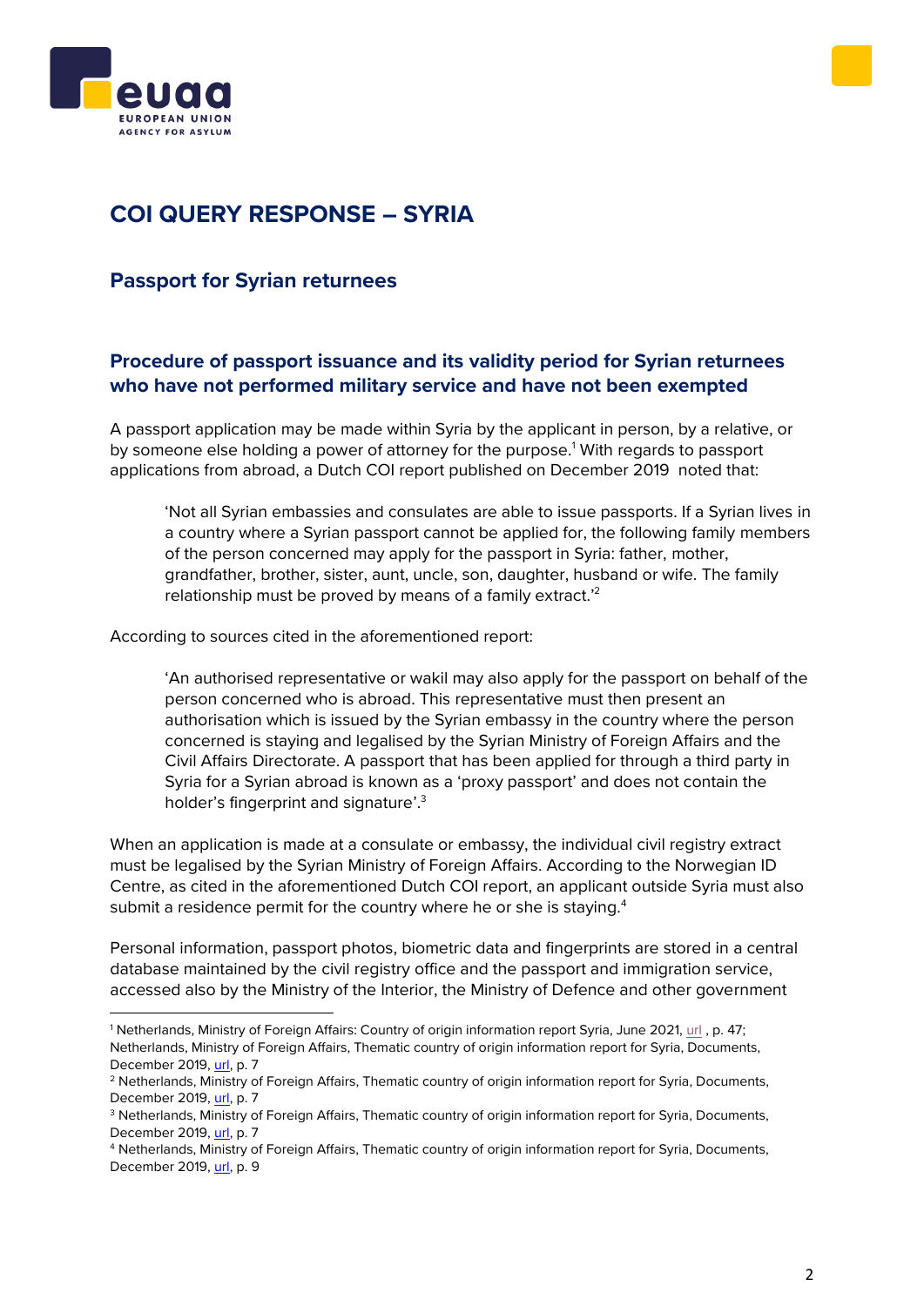# COI QUERY RESPONSE – SYRIA

## Passport for Syrian returnees

### Procedure of passport issuance and its validity period for Syrian returnees who have not performed military service and have not been exempted

A passport application may be made within Syria by the applicant in person, by a relative, or by someone else holding a power of attorney for the purpose.[1] With regards to passport applications from abroad, a Dutch COI report published on December 2019 noted that:

> 'Not all Syrian embassies and consulates are able to issue passports. If a Syrian lives in a country where a Syrian passport cannot be applied for, the following family members of the person concerned may apply for the passport in Syria: father, mother, grandfather, brother, sister, aunt, uncle, son, daughter, husband or wife. The family relationship must be proved by means of a family extract.'[2]

According to sources cited in the aforementioned report:

> 'An authorised representative or wakil may also apply for the passport on behalf of the person concerned who is abroad. This representative must then present an authorisation which is issued by the Syrian embassy in the country where the person concerned is staying and legalised by the Syrian Ministry of Foreign Affairs and the Civil Affairs Directorate. A passport that has been applied for through a third party in Syria for a Syrian abroad is known as a 'proxy passport' and does not contain the holder's fingerprint and signature'.[3]

When an application is made at a consulate or embassy, the individual civil registry extract must be legalised by the Syrian Ministry of Foreign Affairs. According to the Norwegian ID Centre, as cited in the aforementioned Dutch COI report, an applicant outside Syria must also submit a residence permit for the country where he or she is staying.[4]

Personal information, passport photos, biometric data and fingerprints are stored in a central database maintained by the civil registry office and the passport and immigration service, accessed also by the Ministry of the Interior, the Ministry of Defence and other government

---

[1] Netherlands, Ministry of Foreign Affairs: Country of origin information report Syria, June 2021, url , p. 47; Netherlands, Ministry of Foreign Affairs, Thematic country of origin information report for Syria, Documents, December 2019, url, p. 7

[2] Netherlands, Ministry of Foreign Affairs, Thematic country of origin information report for Syria, Documents, December 2019, url, p. 7

[3] Netherlands, Ministry of Foreign Affairs, Thematic country of origin information report for Syria, Documents, December 2019, url, p. 7

[4] Netherlands, Ministry of Foreign Affairs, Thematic country of origin information report for Syria, Documents, December 2019, url, p. 9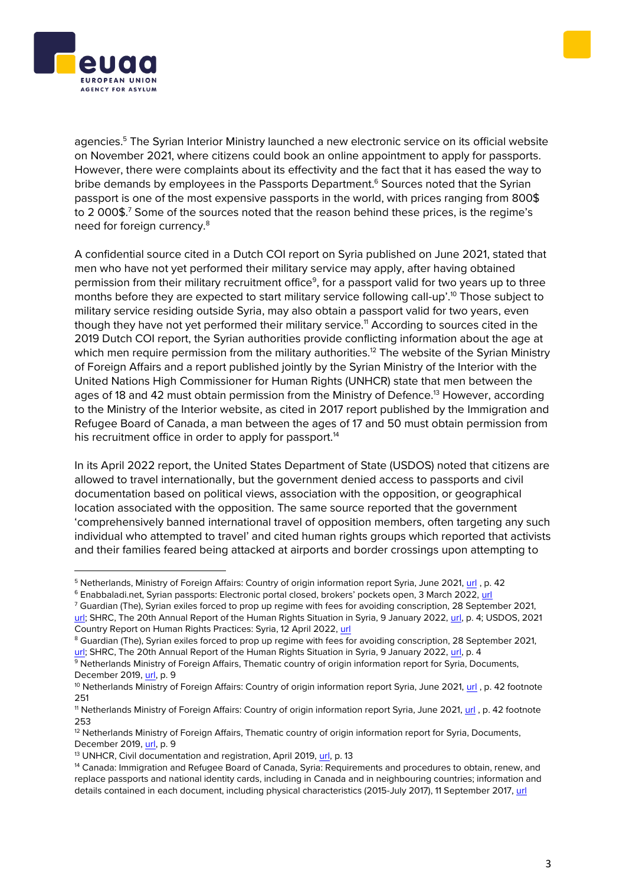agencies.[5] The Syrian Interior Ministry launched a new electronic service on its official website on November 2021, where citizens could book an online appointment to apply for passports. However, there were complaints about its effectivity and the fact that it has eased the way to bribe demands by employees in the Passports Department.[6] Sources noted that the Syrian passport is one of the most expensive passports in the world, with prices ranging from 800$ to 2 000$.[7] Some of the sources noted that the reason behind these prices, is the regime's need for foreign currency.[8]

A confidential source cited in a Dutch COI report on Syria published on June 2021, stated that men who have not yet performed their military service may apply, after having obtained permission from their military recruitment office[9], for a passport valid for two years up to three months before they are expected to start military service following call-up'.[10] Those subject to military service residing outside Syria, may also obtain a passport valid for two years, even though they have not yet performed their military service.[11] According to sources cited in the 2019 Dutch COI report, the Syrian authorities provide conflicting information about the age at which men require permission from the military authorities.[12] The website of the Syrian Ministry of Foreign Affairs and a report published jointly by the Syrian Ministry of the Interior with the United Nations High Commissioner for Human Rights (UNHCR) state that men between the ages of 18 and 42 must obtain permission from the Ministry of Defence.[13] However, according to the Ministry of the Interior website, as cited in 2017 report published by the Immigration and Refugee Board of Canada, a man between the ages of 17 and 50 must obtain permission from his recruitment office in order to apply for passport.[14]

In its April 2022 report, the United States Department of State (USDOS) noted that citizens are allowed to travel internationally, but the government denied access to passports and civil documentation based on political views, association with the opposition, or geographical location associated with the opposition. The same source reported that the government 'comprehensively banned international travel of opposition members, often targeting any such individual who attempted to travel' and cited human rights groups which reported that activists and their families feared being attacked at airports and border crossings upon attempting to

---

[5] Netherlands, Ministry of Foreign Affairs: Country of origin information report Syria, June 2021, url , p. 42

[6] Enabbaladi.net, Syrian passports: Electronic portal closed, brokers' pockets open, 3 March 2022, url

[7] Guardian (The), Syrian exiles forced to prop up regime with fees for avoiding conscription, 28 September 2021, url; SHRC, The 20th Annual Report of the Human Rights Situation in Syria, 9 January 2022, url, p. 4; USDOS, 2021 Country Report on Human Rights Practices: Syria, 12 April 2022, url

[8] Guardian (The), Syrian exiles forced to prop up regime with fees for avoiding conscription, 28 September 2021, url; SHRC, The 20th Annual Report of the Human Rights Situation in Syria, 9 January 2022, url, p. 4

[9] Netherlands Ministry of Foreign Affairs, Thematic country of origin information report for Syria, Documents, December 2019, url, p. 9

[10] Netherlands Ministry of Foreign Affairs: Country of origin information report Syria, June 2021, url , p. 42 footnote 251

[11] Netherlands Ministry of Foreign Affairs: Country of origin information report Syria, June 2021, url , p. 42 footnote 253

[12] Netherlands Ministry of Foreign Affairs, Thematic country of origin information report for Syria, Documents, December 2019, url, p. 9

[13] UNHCR, Civil documentation and registration, April 2019, url, p. 13

[14] Canada: Immigration and Refugee Board of Canada, Syria: Requirements and procedures to obtain, renew, and replace passports and national identity cards, including in Canada and in neighbouring countries; information and details contained in each document, including physical characteristics (2015-July 2017), 11 September 2017, url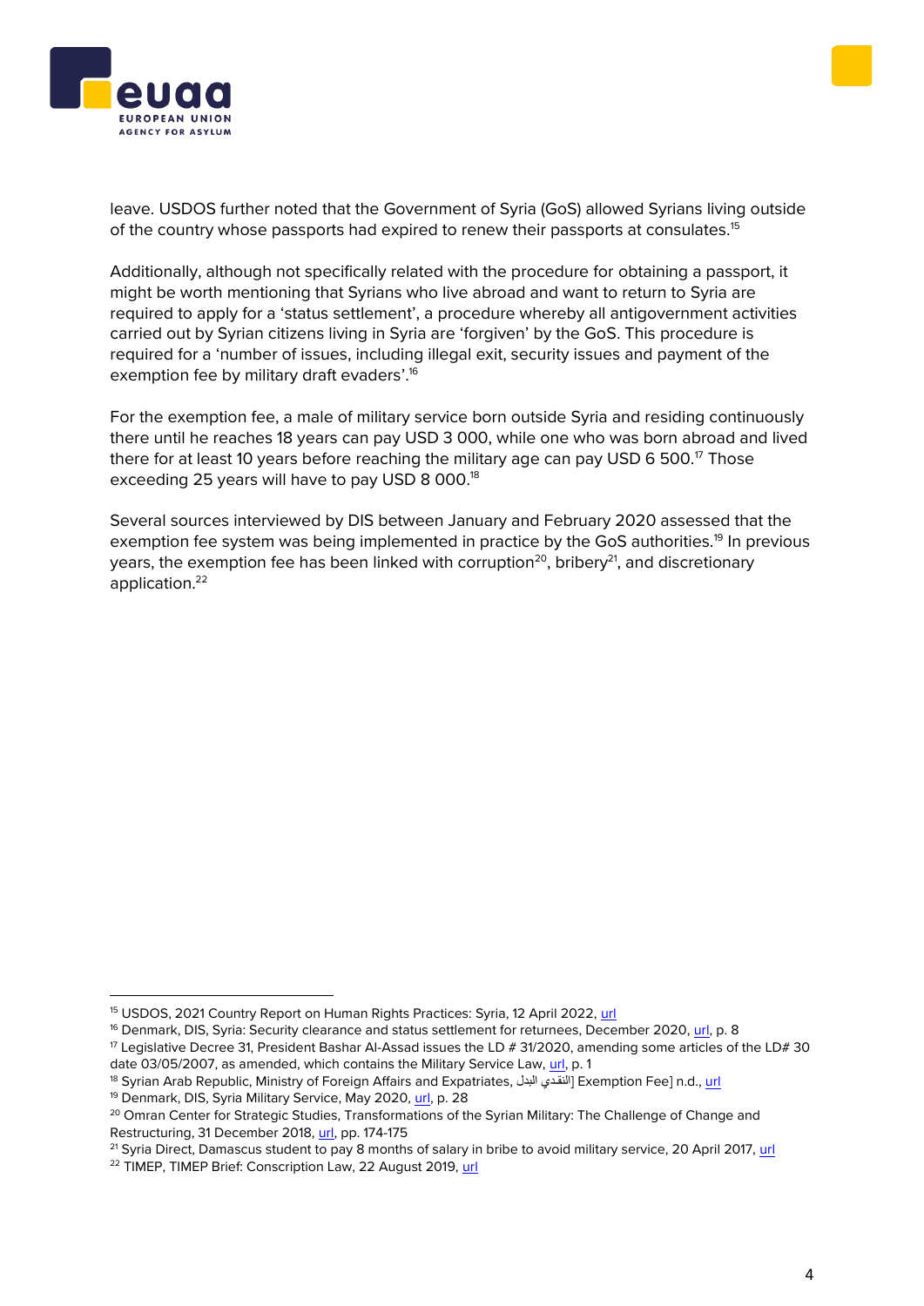leave. USDOS further noted that the Government of Syria (GoS) allowed Syrians living outside of the country whose passports had expired to renew their passports at consulates.[15]

Additionally, although not specifically related with the procedure for obtaining a passport, it might be worth mentioning that Syrians who live abroad and want to return to Syria are required to apply for a 'status settlement', a procedure whereby all antigovernment activities carried out by Syrian citizens living in Syria are 'forgiven' by the GoS. This procedure is required for a 'number of issues, including illegal exit, security issues and payment of the exemption fee by military draft evaders'.[16]

For the exemption fee, a male of military service born outside Syria and residing continuously there until he reaches 18 years can pay USD 3 000, while one who was born abroad and lived there for at least 10 years before reaching the military age can pay USD 6 500.[17] Those exceeding 25 years will have to pay USD 8 000.[18]

Several sources interviewed by DIS between January and February 2020 assessed that the exemption fee system was being implemented in practice by the GoS authorities.[19] In previous years, the exemption fee has been linked with corruption[20], bribery[21], and discretionary application.[22]

---

[15] USDOS, 2021 Country Report on Human Rights Practices: Syria, 12 April 2022, url
[16] Denmark, DIS, Syria: Security clearance and status settlement for returnees, December 2020, url, p. 8
[17] Legislative Decree 31, President Bashar Al-Assad issues the LD # 31/2020, amending some articles of the LD# 30 date 03/05/2007, as amended, which contains the Military Service Law, url, p. 1
[18] Syrian Arab Republic, Ministry of Foreign Affairs and Expatriates, البدل النقدي [Exemption Fee] n.d., url
[19] Denmark, DIS, Syria Military Service, May 2020, url, p. 28
[20] Omran Center for Strategic Studies, Transformations of the Syrian Military: The Challenge of Change and Restructuring, 31 December 2018, url, pp. 174-175
[21] Syria Direct, Damascus student to pay 8 months of salary in bribe to avoid military service, 20 April 2017, url
[22] TIMEP, TIMEP Brief: Conscription Law, 22 August 2019, url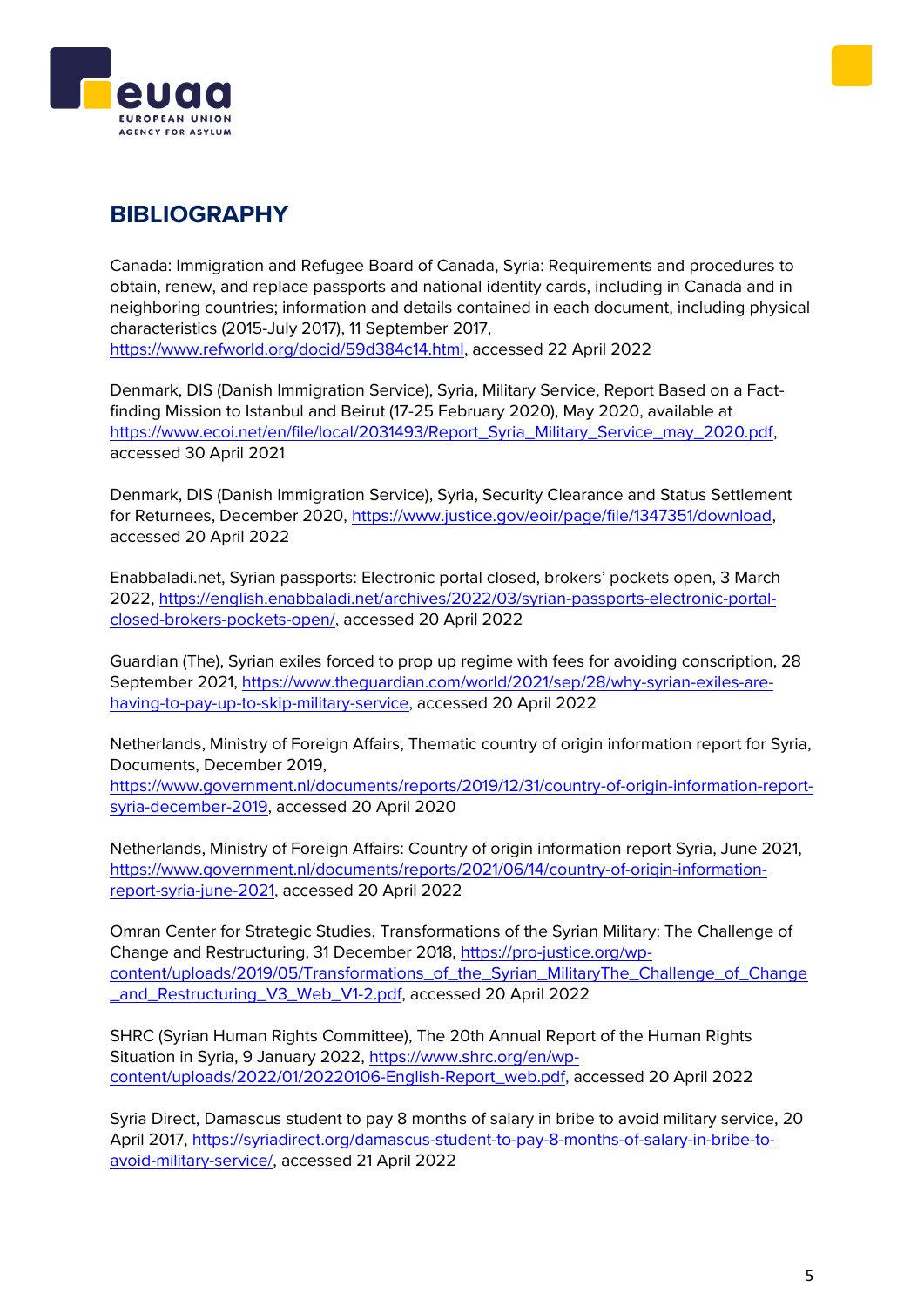# BIBLIOGRAPHY

Canada: Immigration and Refugee Board of Canada, Syria: Requirements and procedures to obtain, renew, and replace passports and national identity cards, including in Canada and in neighboring countries; information and details contained in each document, including physical characteristics (2015-July 2017), 11 September 2017, https://www.refworld.org/docid/59d384c14.html, accessed 22 April 2022

Denmark, DIS (Danish Immigration Service), Syria, Military Service, Report Based on a Fact-finding Mission to Istanbul and Beirut (17-25 February 2020), May 2020, available at https://www.ecoi.net/en/file/local/2031493/Report_Syria_Military_Service_may_2020.pdf, accessed 30 April 2021

Denmark, DIS (Danish Immigration Service), Syria, Security Clearance and Status Settlement for Returnees, December 2020, https://www.justice.gov/eoir/page/file/1347351/download, accessed 20 April 2022

Enabbaladi.net, Syrian passports: Electronic portal closed, brokers' pockets open, 3 March 2022, https://english.enabbaladi.net/archives/2022/03/syrian-passports-electronic-portal-closed-brokers-pockets-open/, accessed 20 April 2022

Guardian (The), Syrian exiles forced to prop up regime with fees for avoiding conscription, 28 September 2021, https://www.theguardian.com/world/2021/sep/28/why-syrian-exiles-are-having-to-pay-up-to-skip-military-service, accessed 20 April 2022

Netherlands, Ministry of Foreign Affairs, Thematic country of origin information report for Syria, Documents, December 2019, https://www.government.nl/documents/reports/2019/12/31/country-of-origin-information-report-syria-december-2019, accessed 20 April 2020

Netherlands, Ministry of Foreign Affairs: Country of origin information report Syria, June 2021, https://www.government.nl/documents/reports/2021/06/14/country-of-origin-information-report-syria-june-2021, accessed 20 April 2022

Omran Center for Strategic Studies, Transformations of the Syrian Military: The Challenge of Change and Restructuring, 31 December 2018, https://pro-justice.org/wp-content/uploads/2019/05/Transformations_of_the_Syrian_MilitaryThe_Challenge_of_Change_and_Restructuring_V3_Web_V1-2.pdf, accessed 20 April 2022

SHRC (Syrian Human Rights Committee), The 20th Annual Report of the Human Rights Situation in Syria, 9 January 2022, https://www.shrc.org/en/wp-content/uploads/2022/01/20220106-English-Report_web.pdf, accessed 20 April 2022

Syria Direct, Damascus student to pay 8 months of salary in bribe to avoid military service, 20 April 2017, https://syriadirect.org/damascus-student-to-pay-8-months-of-salary-in-bribe-to-avoid-military-service/, accessed 21 April 2022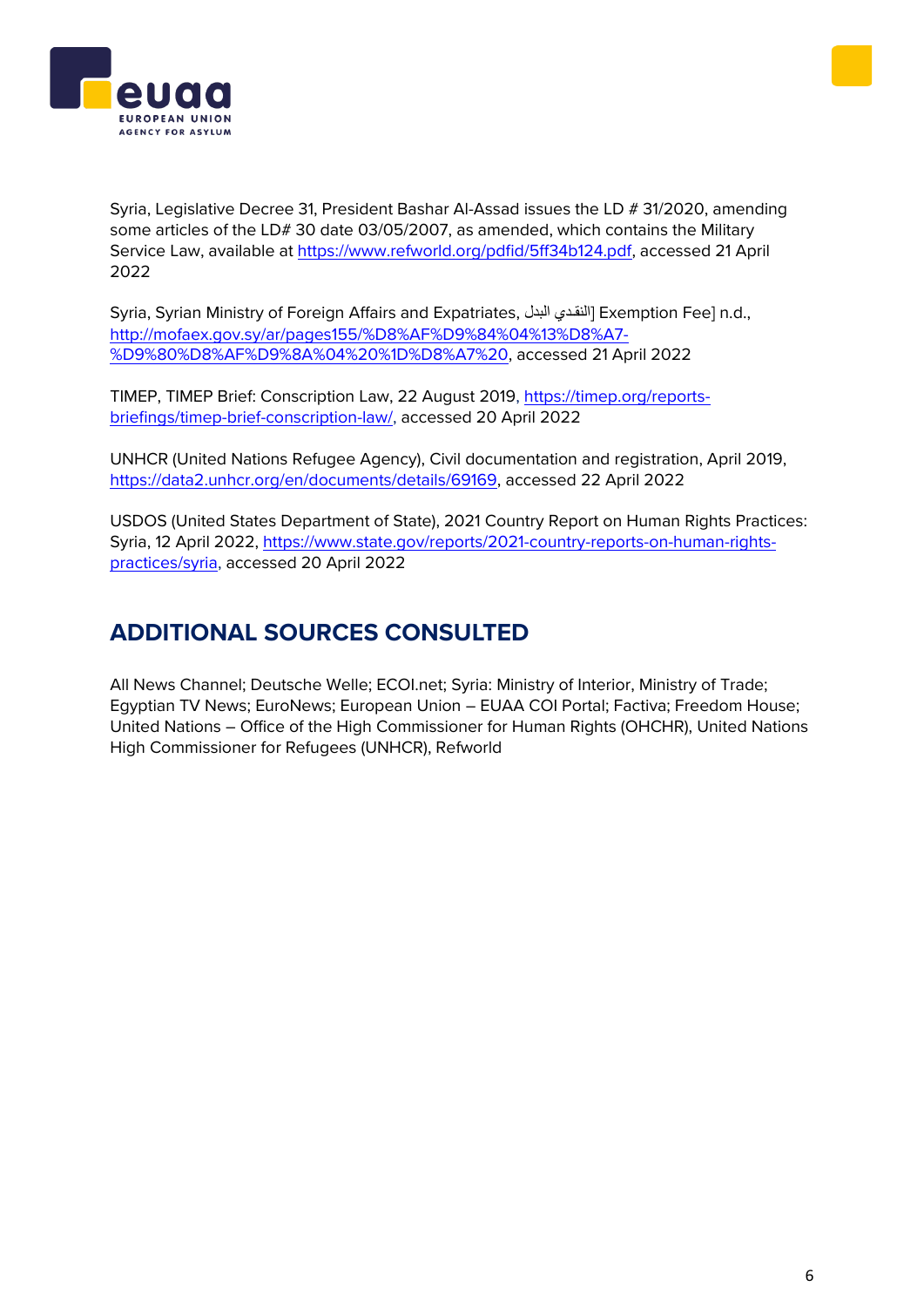Syria, Legislative Decree 31, President Bashar Al-Assad issues the LD # 31/2020, amending some articles of the LD# 30 date 03/05/2007, as amended, which contains the Military Service Law, available at https://www.refworld.org/pdfid/5ff34b124.pdf, accessed 21 April 2022

Syria, Syrian Ministry of Foreign Affairs and Expatriates, البدل النقدي] Exemption Fee] n.d., http://mofaex.gov.sy/ar/pages155/%D8%AF%D9%84%04%13%D8%A7-%D9%80%D8%AF%D9%8A%04%20%1D%D8%A7%20, accessed 21 April 2022

TIMEP, TIMEP Brief: Conscription Law, 22 August 2019, https://timep.org/reports-briefings/timep-brief-conscription-law/, accessed 20 April 2022

UNHCR (United Nations Refugee Agency), Civil documentation and registration, April 2019, https://data2.unhcr.org/en/documents/details/69169, accessed 22 April 2022

USDOS (United States Department of State), 2021 Country Report on Human Rights Practices: Syria, 12 April 2022, https://www.state.gov/reports/2021-country-reports-on-human-rights-practices/syria, accessed 20 April 2022

## ADDITIONAL SOURCES CONSULTED

All News Channel; Deutsche Welle; ECOI.net; Syria: Ministry of Interior, Ministry of Trade; Egyptian TV News; EuroNews; European Union – EUAA COI Portal; Factiva; Freedom House; United Nations – Office of the High Commissioner for Human Rights (OHCHR), United Nations High Commissioner for Refugees (UNHCR), Refworld